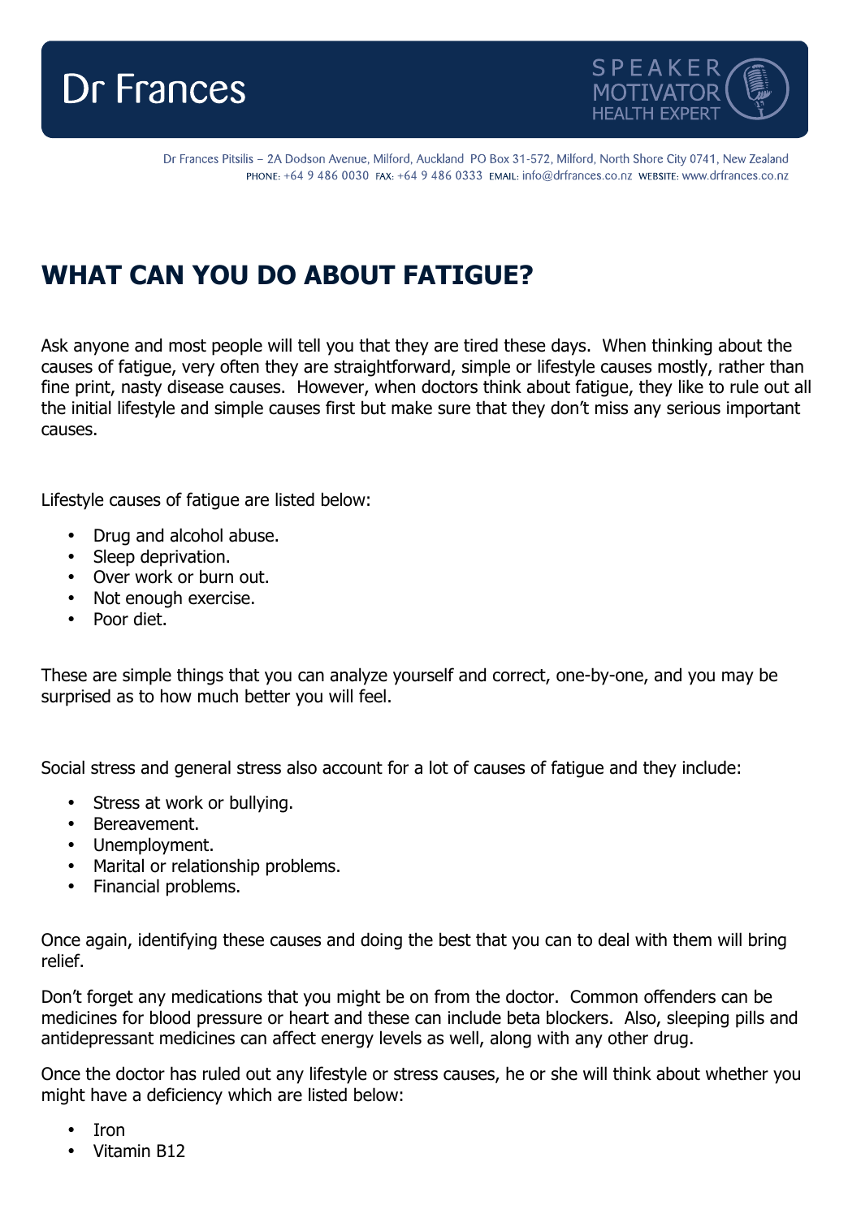Dr Frances

SPEAKER
MOTIVATOR
HEALTH EXPERT

Dr Frances Pitsilis – 2A Dodson Avenue, Milford, Auckland PO Box 31-572, Milford, North Shore City 0741, New Zealand
PHONE: +64 9 486 0030 FAX: +64 9 486 0333 EMAIL: info@drfrances.co.nz WEBSITE: www.drfrances.co.nz

# WHAT CAN YOU DO ABOUT FATIGUE?

Ask anyone and most people will tell you that they are tired these days. When thinking about the causes of fatigue, very often they are straightforward, simple or lifestyle causes mostly, rather than fine print, nasty disease causes. However, when doctors think about fatigue, they like to rule out all the initial lifestyle and simple causes first but make sure that they don't miss any serious important causes.

Lifestyle causes of fatigue are listed below:

- Drug and alcohol abuse.
- Sleep deprivation.
- Over work or burn out.
- Not enough exercise.
- Poor diet.

These are simple things that you can analyze yourself and correct, one-by-one, and you may be surprised as to how much better you will feel.

Social stress and general stress also account for a lot of causes of fatigue and they include:

- Stress at work or bullying.
- Bereavement.
- Unemployment.
- Marital or relationship problems.
- Financial problems.

Once again, identifying these causes and doing the best that you can to deal with them will bring relief.

Don't forget any medications that you might be on from the doctor. Common offenders can be medicines for blood pressure or heart and these can include beta blockers. Also, sleeping pills and antidepressant medicines can affect energy levels as well, along with any other drug.

Once the doctor has ruled out any lifestyle or stress causes, he or she will think about whether you might have a deficiency which are listed below:

- Iron
- Vitamin B12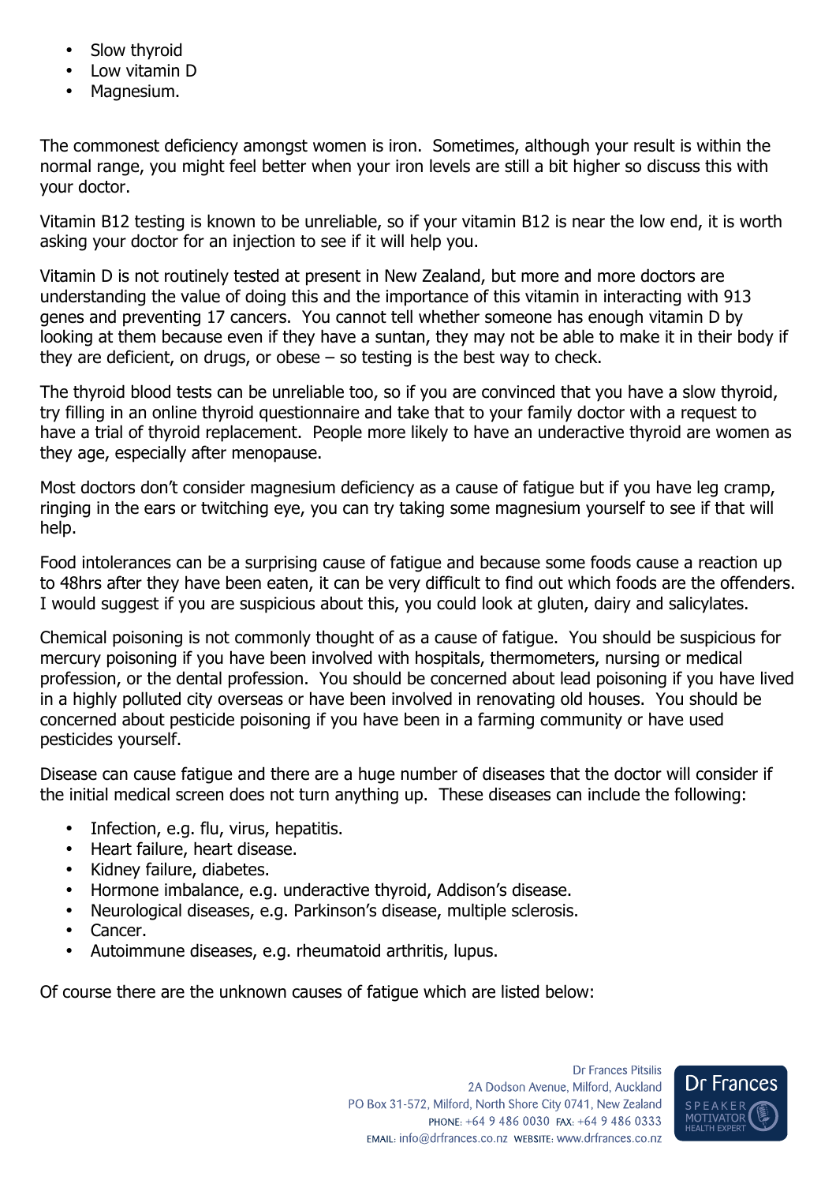- Slow thyroid
- Low vitamin D
- Magnesium.

The commonest deficiency amongst women is iron. Sometimes, although your result is within the normal range, you might feel better when your iron levels are still a bit higher so discuss this with your doctor.

Vitamin B12 testing is known to be unreliable, so if your vitamin B12 is near the low end, it is worth asking your doctor for an injection to see if it will help you.

Vitamin D is not routinely tested at present in New Zealand, but more and more doctors are understanding the value of doing this and the importance of this vitamin in interacting with 913 genes and preventing 17 cancers. You cannot tell whether someone has enough vitamin D by looking at them because even if they have a suntan, they may not be able to make it in their body if they are deficient, on drugs, or obese – so testing is the best way to check.

The thyroid blood tests can be unreliable too, so if you are convinced that you have a slow thyroid, try filling in an online thyroid questionnaire and take that to your family doctor with a request to have a trial of thyroid replacement. People more likely to have an underactive thyroid are women as they age, especially after menopause.

Most doctors don't consider magnesium deficiency as a cause of fatigue but if you have leg cramp, ringing in the ears or twitching eye, you can try taking some magnesium yourself to see if that will help.

Food intolerances can be a surprising cause of fatigue and because some foods cause a reaction up to 48hrs after they have been eaten, it can be very difficult to find out which foods are the offenders. I would suggest if you are suspicious about this, you could look at gluten, dairy and salicylates.

Chemical poisoning is not commonly thought of as a cause of fatigue. You should be suspicious for mercury poisoning if you have been involved with hospitals, thermometers, nursing or medical profession, or the dental profession. You should be concerned about lead poisoning if you have lived in a highly polluted city overseas or have been involved in renovating old houses. You should be concerned about pesticide poisoning if you have been in a farming community or have used pesticides yourself.

Disease can cause fatigue and there are a huge number of diseases that the doctor will consider if the initial medical screen does not turn anything up. These diseases can include the following:

- Infection, e.g. flu, virus, hepatitis.
- Heart failure, heart disease.
- Kidney failure, diabetes.
- Hormone imbalance, e.g. underactive thyroid, Addison's disease.
- Neurological diseases, e.g. Parkinson's disease, multiple sclerosis.
- Cancer.
- Autoimmune diseases, e.g. rheumatoid arthritis, lupus.

Of course there are the unknown causes of fatigue which are listed below: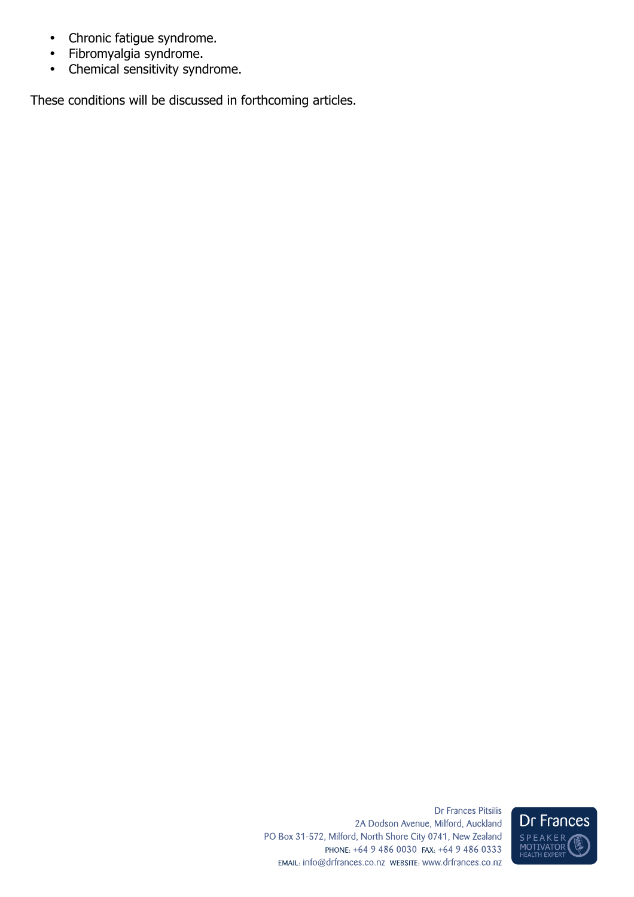- Chronic fatigue syndrome.
- Fibromyalgia syndrome.
- Chemical sensitivity syndrome.

These conditions will be discussed in forthcoming articles.